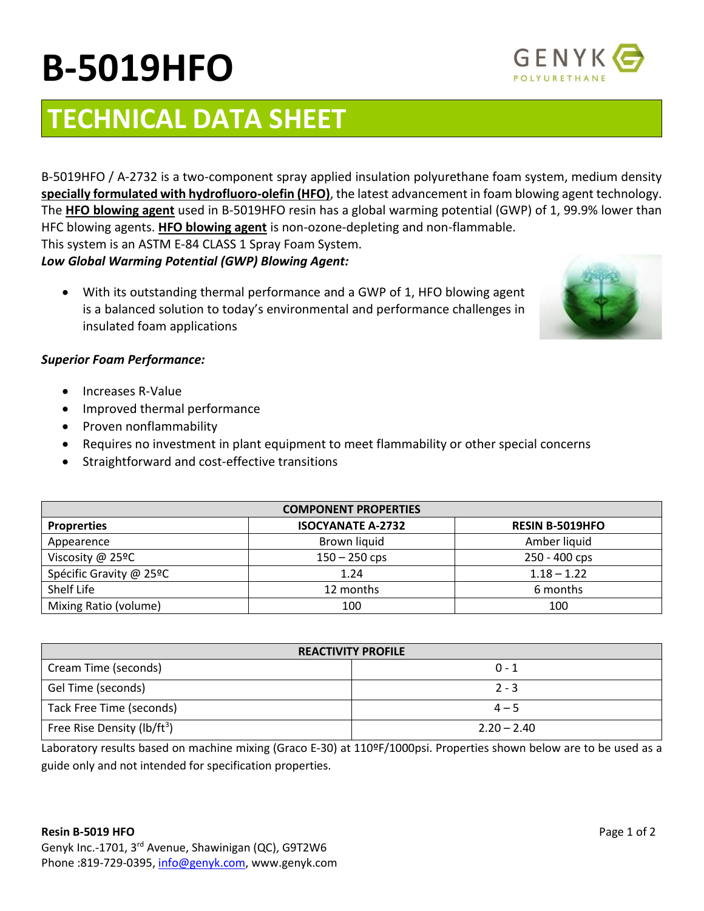# B-5019HFO

GENYK POLYURETHANE

## TECHNICAL DATA SHEET

B-5019HFO / A-2732 is a two-component spray applied insulation polyurethane foam system, medium density **specially formulated with hydrofluoro-olefin (HFO)**, the latest advancement in foam blowing agent technology. The **HFO blowing agent** used in B-5019HFO resin has a global warming potential (GWP) of 1, 99.9% lower than HFC blowing agents. **HFO blowing agent** is non-ozone-depleting and non-flammable.
This system is an ASTM E-84 CLASS 1 Spray Foam System.

***Low Global Warming Potential (GWP) Blowing Agent:***

- With its outstanding thermal performance and a GWP of 1, HFO blowing agent is a balanced solution to today's environmental and performance challenges in insulated foam applications

***Superior Foam Performance:***

- Increases R-Value
- Improved thermal performance
- Proven nonflammability
- Requires no investment in plant equipment to meet flammability or other special concerns
- Straightforward and cost-effective transitions

| COMPONENT PROPERTIES | | |
|---|---|---|
| **Proprerties** | **ISOCYANATE A-2732** | **RESIN B-5019HFO** |
| Appearence | Brown liquid | Amber liquid |
| Viscosity @ 25ºC | 150 – 250 cps | 250 - 400 cps |
| Spécific Gravity @ 25ºC | 1.24 | 1.18 – 1.22 |
| Shelf Life | 12 months | 6 months |
| Mixing Ratio (volume) | 100 | 100 |

| REACTIVITY PROFILE | |
|---|---|
| Cream Time (seconds) | 0 - 1 |
| Gel Time (seconds) | 2 - 3 |
| Tack Free Time (seconds) | 4 – 5 |
| Free Rise Density ($lb/ft^3$) | 2.20 – 2.40 |

Laboratory results based on machine mixing (Graco E-30) at 110ºF/1000psi. Properties shown below are to be used as a guide only and not intended for specification properties.

**Resin B-5019 HFO**
Genyk Inc.-1701, 3rd Avenue, Shawinigan (QC), G9T2W6
Phone :819-729-0395, info@genyk.com, www.genyk.com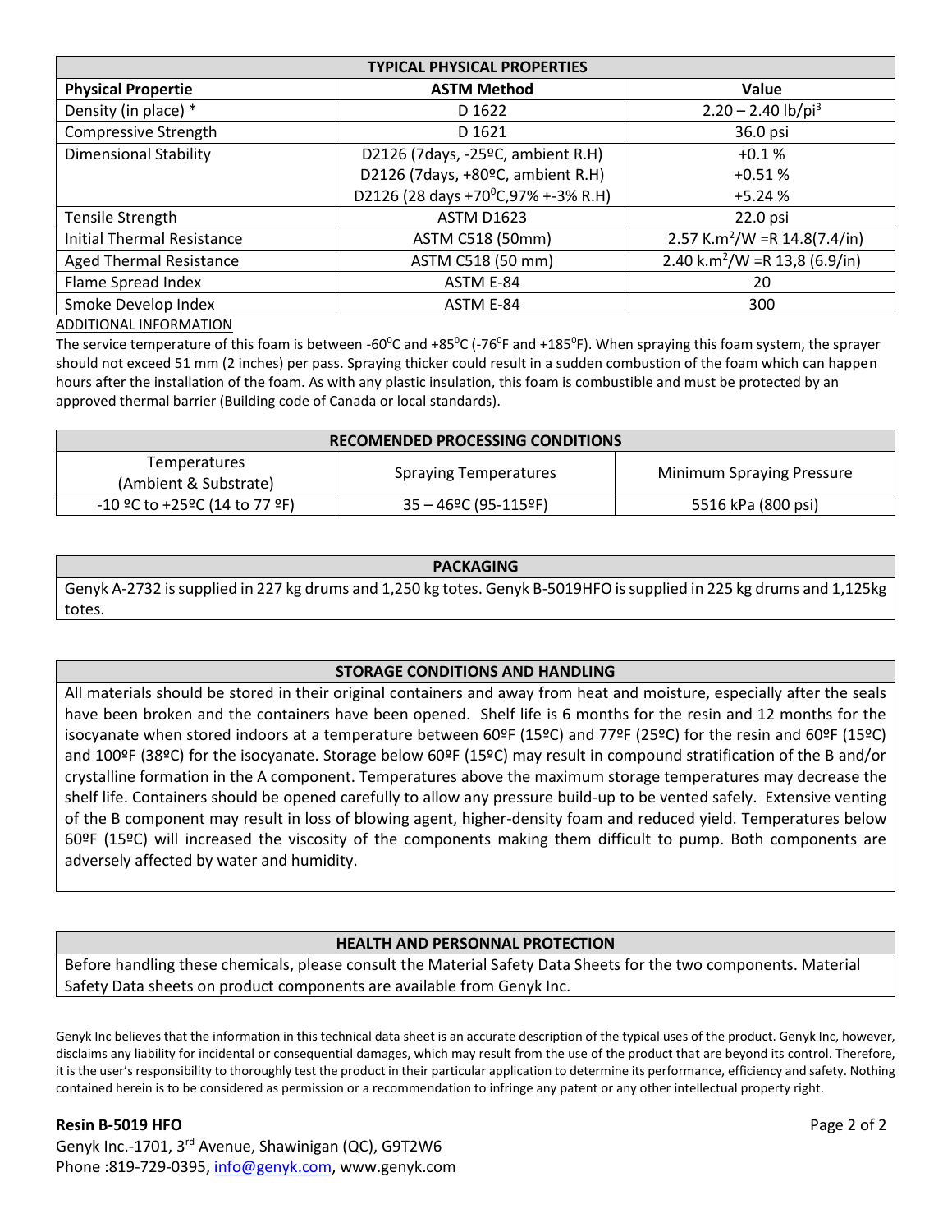| TYPICAL PHYSICAL PROPERTIES | | |
|---|---|---|
| **Physical Propertie** | **ASTM Method** | **Value** |
| Density (in place) * | D 1622 | 2.20 – 2.40 lb/pi$^3$ |
| Compressive Strength | D 1621 | 36.0 psi |
| Dimensional Stability | D2126 (7days, -25ºC, ambient R.H) | +0.1 % |
| | D2126 (7days, +80ºC, ambient R.H) | +0.51 % |
| | D2126 (28 days +70$^0$C,97% +-3% R.H) | +5.24 % |
| Tensile Strength | ASTM D1623 | 22.0 psi |
| Initial Thermal Resistance | ASTM C518 (50mm) | 2.57 K.m$^2$/W =R 14.8(7.4/in) |
| Aged Thermal Resistance | ASTM C518 (50 mm) | 2.40 k.m$^2$/W =R 13,8 (6.9/in) |
| Flame Spread Index | ASTM E-84 | 20 |
| Smoke Develop Index | ASTM E-84 | 300 |

ADDITIONAL INFORMATION

The service temperature of this foam is between -60$^0$C and +85$^0$C (-76$^0$F and +185$^0$F). When spraying this foam system, the sprayer should not exceed 51 mm (2 inches) per pass. Spraying thicker could result in a sudden combustion of the foam which can happen hours after the installation of the foam. As with any plastic insulation, this foam is combustible and must be protected by an approved thermal barrier (Building code of Canada or local standards).

| RECOMENDED PROCESSING CONDITIONS | | |
|---|---|---|
| Temperatures (Ambient & Substrate) | Spraying Temperatures | Minimum Spraying Pressure |
| -10 ºC to +25ºC (14 to 77 ºF) | 35 – 46ºC (95-115ºF) | 5516 kPa (800 psi) |

## PACKAGING

Genyk A-2732 is supplied in 227 kg drums and 1,250 kg totes. Genyk B-5019HFO is supplied in 225 kg drums and 1,125kg totes.

## STORAGE CONDITIONS AND HANDLING

All materials should be stored in their original containers and away from heat and moisture, especially after the seals have been broken and the containers have been opened. Shelf life is 6 months for the resin and 12 months for the isocyanate when stored indoors at a temperature between 60ºF (15ºC) and 77ºF (25ºC) for the resin and 60ºF (15ºC) and 100ºF (38ºC) for the isocyanate. Storage below 60ºF (15ºC) may result in compound stratification of the B and/or crystalline formation in the A component. Temperatures above the maximum storage temperatures may decrease the shelf life. Containers should be opened carefully to allow any pressure build-up to be vented safely. Extensive venting of the B component may result in loss of blowing agent, higher-density foam and reduced yield. Temperatures below 60ºF (15ºC) will increased the viscosity of the components making them difficult to pump. Both components are adversely affected by water and humidity.

## HEALTH AND PERSONNAL PROTECTION

Before handling these chemicals, please consult the Material Safety Data Sheets for the two components. Material Safety Data sheets on product components are available from Genyk Inc.

Genyk Inc believes that the information in this technical data sheet is an accurate description of the typical uses of the product. Genyk Inc, however, disclaims any liability for incidental or consequential damages, which may result from the use of the product that are beyond its control. Therefore, it is the user's responsibility to thoroughly test the product in their particular application to determine its performance, efficiency and safety. Nothing contained herein is to be considered as permission or a recommendation to infringe any patent or any other intellectual property right.

**Resin B-5019 HFO**

Genyk Inc.-1701, 3rd Avenue, Shawinigan (QC), G9T2W6
Phone :819-729-0395, info@genyk.com, www.genyk.com